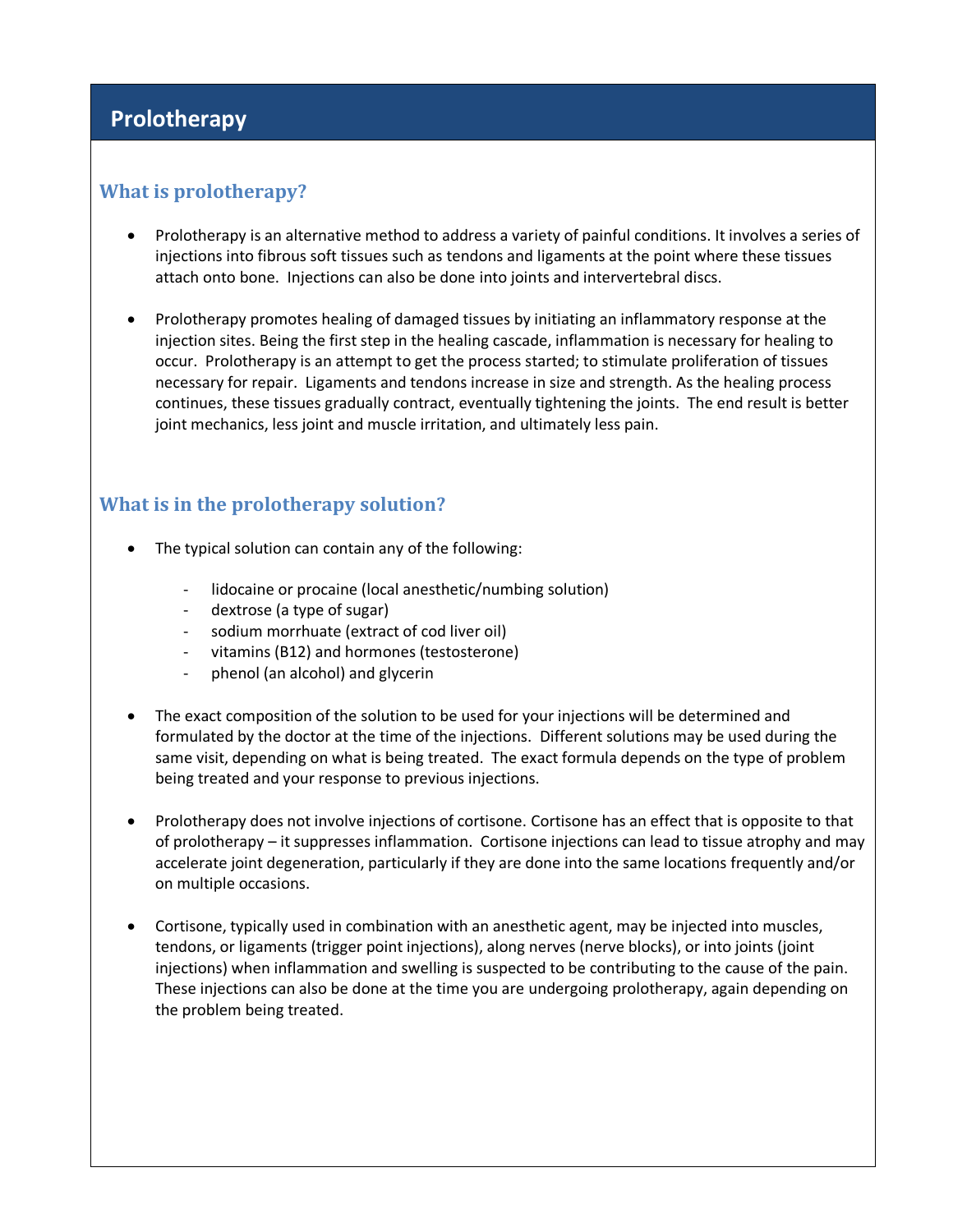# Prolotherapy

## What is prolotherapy?

- Prolotherapy is an alternative method to address a variety of painful conditions. It involves a series of injections into fibrous soft tissues such as tendons and ligaments at the point where these tissues attach onto bone. Injections can also be done into joints and intervertebral discs.

- Prolotherapy promotes healing of damaged tissues by initiating an inflammatory response at the injection sites. Being the first step in the healing cascade, inflammation is necessary for healing to occur. Prolotherapy is an attempt to get the process started; to stimulate proliferation of tissues necessary for repair. Ligaments and tendons increase in size and strength. As the healing process continues, these tissues gradually contract, eventually tightening the joints. The end result is better joint mechanics, less joint and muscle irritation, and ultimately less pain.

## What is in the prolotherapy solution?

- The typical solution can contain any of the following:
  - lidocaine or procaine (local anesthetic/numbing solution)
  - dextrose (a type of sugar)
  - sodium morrhuate (extract of cod liver oil)
  - vitamins (B12) and hormones (testosterone)
  - phenol (an alcohol) and glycerin

- The exact composition of the solution to be used for your injections will be determined and formulated by the doctor at the time of the injections. Different solutions may be used during the same visit, depending on what is being treated. The exact formula depends on the type of problem being treated and your response to previous injections.

- Prolotherapy does not involve injections of cortisone. Cortisone has an effect that is opposite to that of prolotherapy – it suppresses inflammation. Cortisone injections can lead to tissue atrophy and may accelerate joint degeneration, particularly if they are done into the same locations frequently and/or on multiple occasions.

- Cortisone, typically used in combination with an anesthetic agent, may be injected into muscles, tendons, or ligaments (trigger point injections), along nerves (nerve blocks), or into joints (joint injections) when inflammation and swelling is suspected to be contributing to the cause of the pain. These injections can also be done at the time you are undergoing prolotherapy, again depending on the problem being treated.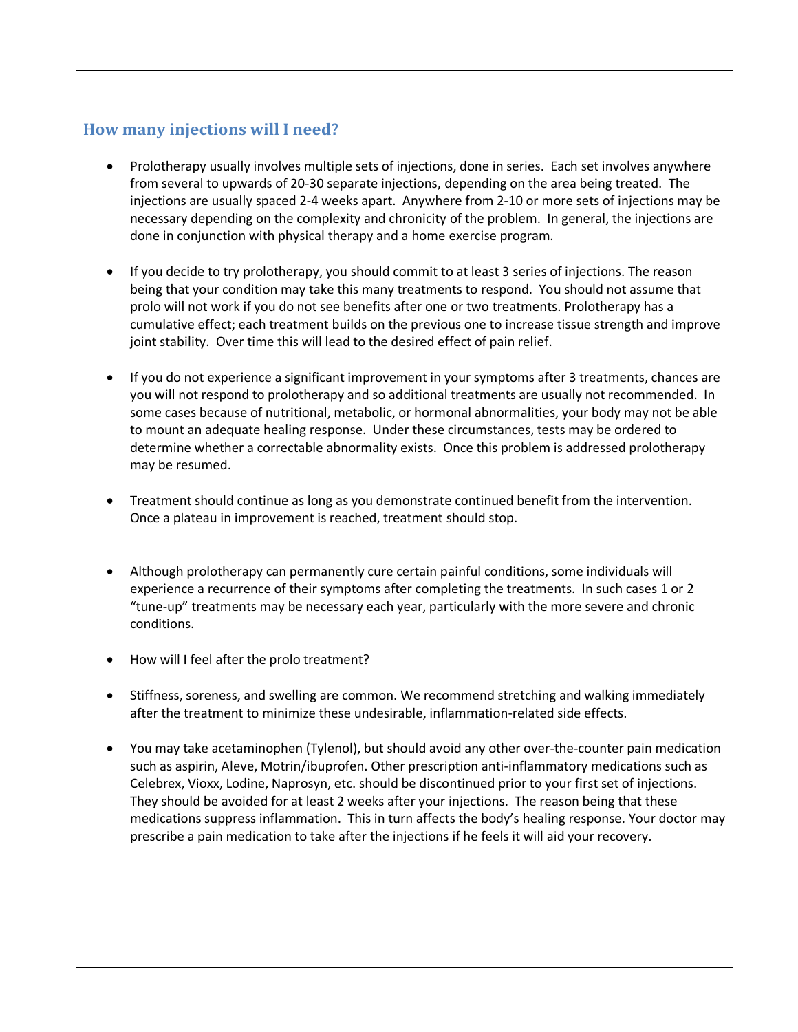## How many injections will I need?

- Prolotherapy usually involves multiple sets of injections, done in series. Each set involves anywhere from several to upwards of 20-30 separate injections, depending on the area being treated. The injections are usually spaced 2-4 weeks apart. Anywhere from 2-10 or more sets of injections may be necessary depending on the complexity and chronicity of the problem. In general, the injections are done in conjunction with physical therapy and a home exercise program.

- If you decide to try prolotherapy, you should commit to at least 3 series of injections. The reason being that your condition may take this many treatments to respond. You should not assume that prolo will not work if you do not see benefits after one or two treatments. Prolotherapy has a cumulative effect; each treatment builds on the previous one to increase tissue strength and improve joint stability. Over time this will lead to the desired effect of pain relief.

- If you do not experience a significant improvement in your symptoms after 3 treatments, chances are you will not respond to prolotherapy and so additional treatments are usually not recommended. In some cases because of nutritional, metabolic, or hormonal abnormalities, your body may not be able to mount an adequate healing response. Under these circumstances, tests may be ordered to determine whether a correctable abnormality exists. Once this problem is addressed prolotherapy may be resumed.

- Treatment should continue as long as you demonstrate continued benefit from the intervention. Once a plateau in improvement is reached, treatment should stop.

- Although prolotherapy can permanently cure certain painful conditions, some individuals will experience a recurrence of their symptoms after completing the treatments. In such cases 1 or 2 "tune-up" treatments may be necessary each year, particularly with the more severe and chronic conditions.

- How will I feel after the prolo treatment?

- Stiffness, soreness, and swelling are common. We recommend stretching and walking immediately after the treatment to minimize these undesirable, inflammation-related side effects.

- You may take acetaminophen (Tylenol), but should avoid any other over-the-counter pain medication such as aspirin, Aleve, Motrin/ibuprofen. Other prescription anti-inflammatory medications such as Celebrex, Vioxx, Lodine, Naprosyn, etc. should be discontinued prior to your first set of injections. They should be avoided for at least 2 weeks after your injections. The reason being that these medications suppress inflammation. This in turn affects the body's healing response. Your doctor may prescribe a pain medication to take after the injections if he feels it will aid your recovery.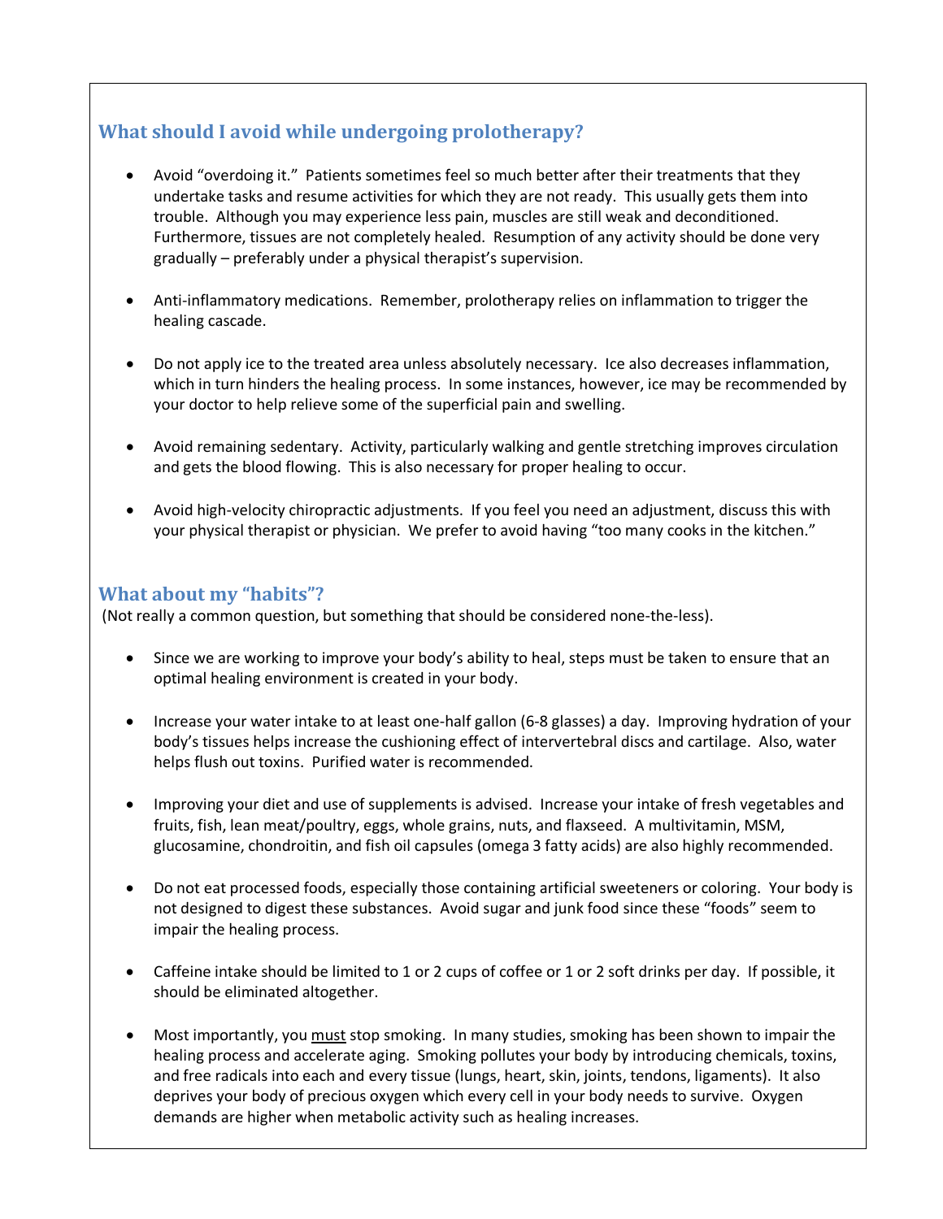## What should I avoid while undergoing prolotherapy?

- Avoid "overdoing it." Patients sometimes feel so much better after their treatments that they undertake tasks and resume activities for which they are not ready. This usually gets them into trouble. Although you may experience less pain, muscles are still weak and deconditioned. Furthermore, tissues are not completely healed. Resumption of any activity should be done very gradually – preferably under a physical therapist's supervision.

- Anti-inflammatory medications. Remember, prolotherapy relies on inflammation to trigger the healing cascade.

- Do not apply ice to the treated area unless absolutely necessary. Ice also decreases inflammation, which in turn hinders the healing process. In some instances, however, ice may be recommended by your doctor to help relieve some of the superficial pain and swelling.

- Avoid remaining sedentary. Activity, particularly walking and gentle stretching improves circulation and gets the blood flowing. This is also necessary for proper healing to occur.

- Avoid high-velocity chiropractic adjustments. If you feel you need an adjustment, discuss this with your physical therapist or physician. We prefer to avoid having "too many cooks in the kitchen."

## What about my "habits"?

(Not really a common question, but something that should be considered none-the-less).

- Since we are working to improve your body's ability to heal, steps must be taken to ensure that an optimal healing environment is created in your body.

- Increase your water intake to at least one-half gallon (6-8 glasses) a day. Improving hydration of your body's tissues helps increase the cushioning effect of intervertebral discs and cartilage. Also, water helps flush out toxins. Purified water is recommended.

- Improving your diet and use of supplements is advised. Increase your intake of fresh vegetables and fruits, fish, lean meat/poultry, eggs, whole grains, nuts, and flaxseed. A multivitamin, MSM, glucosamine, chondroitin, and fish oil capsules (omega 3 fatty acids) are also highly recommended.

- Do not eat processed foods, especially those containing artificial sweeteners or coloring. Your body is not designed to digest these substances. Avoid sugar and junk food since these "foods" seem to impair the healing process.

- Caffeine intake should be limited to 1 or 2 cups of coffee or 1 or 2 soft drinks per day. If possible, it should be eliminated altogether.

- Most importantly, you <u>must</u> stop smoking. In many studies, smoking has been shown to impair the healing process and accelerate aging. Smoking pollutes your body by introducing chemicals, toxins, and free radicals into each and every tissue (lungs, heart, skin, joints, tendons, ligaments). It also deprives your body of precious oxygen which every cell in your body needs to survive. Oxygen demands are higher when metabolic activity such as healing increases.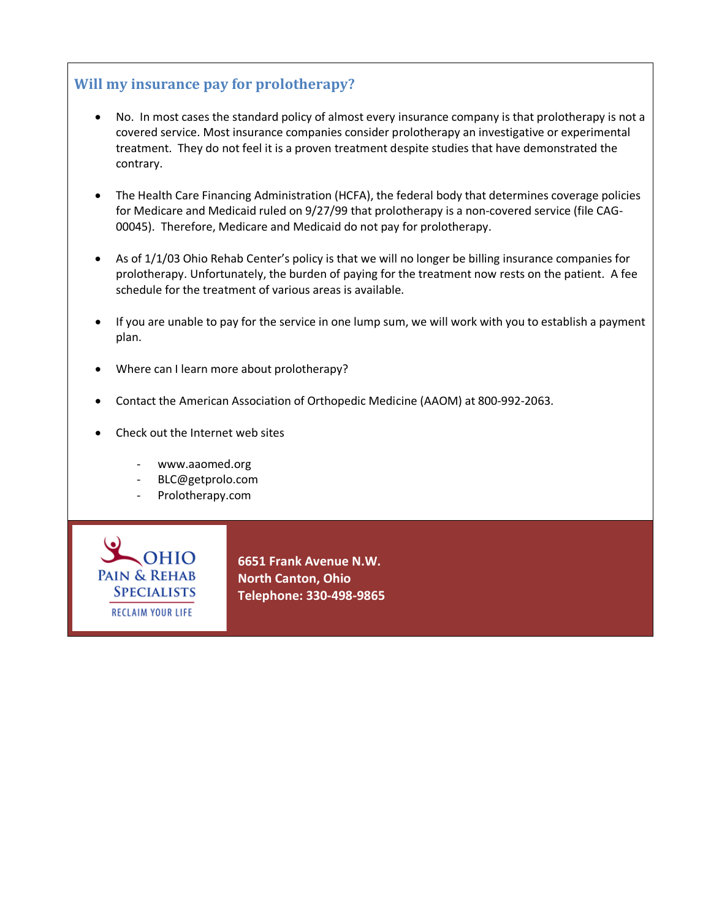## Will my insurance pay for prolotherapy?

- No. In most cases the standard policy of almost every insurance company is that prolotherapy is not a covered service. Most insurance companies consider prolotherapy an investigative or experimental treatment. They do not feel it is a proven treatment despite studies that have demonstrated the contrary.

- The Health Care Financing Administration (HCFA), the federal body that determines coverage policies for Medicare and Medicaid ruled on 9/27/99 that prolotherapy is a non-covered service (file CAG-00045). Therefore, Medicare and Medicaid do not pay for prolotherapy.

- As of 1/1/03 Ohio Rehab Center's policy is that we will no longer be billing insurance companies for prolotherapy. Unfortunately, the burden of paying for the treatment now rests on the patient. A fee schedule for the treatment of various areas is available.

- If you are unable to pay for the service in one lump sum, we will work with you to establish a payment plan.

- Where can I learn more about prolotherapy?

- Contact the American Association of Orthopedic Medicine (AAOM) at 800-992-2063.

- Check out the Internet web sites
  - www.aaomed.org
  - BLC@getprolo.com
  - Prolotherapy.com

OHIO
PAIN & REHAB
SPECIALISTS
RECLAIM YOUR LIFE

**6651 Frank Avenue N.W.**
**North Canton, Ohio**
**Telephone: 330-498-9865**